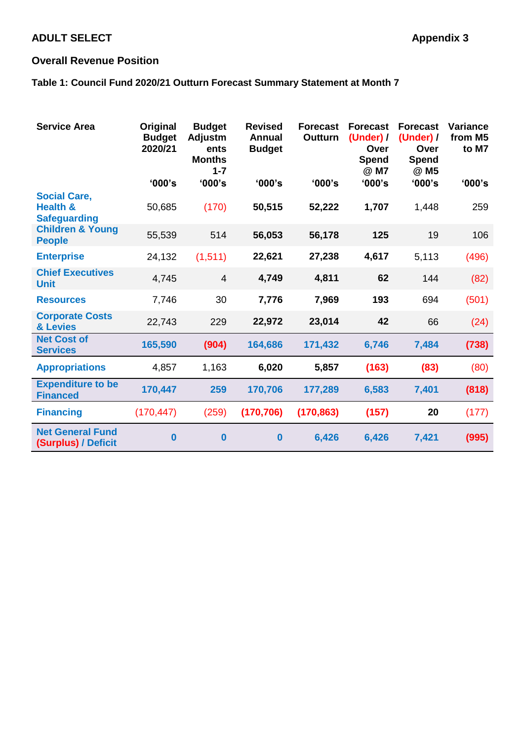**ADULT SELECT** **Appendix 3**

## Overall Revenue Position

### Table 1: Council Fund 2020/21 Outturn Forecast Summary Statement at Month 7

| Service Area | Original Budget 2020/21 '000's | Budget Adjustments Months 1-7 '000's | Revised Annual Budget '000's | Forecast Outturn '000's | Forecast (Under) / Over Spend @ M7 '000's | Forecast (Under) / Over Spend @ M5 '000's | Variance from M5 to M7 '000's |
|---|---|---|---|---|---|---|---|
| Social Care, Health & Safeguarding | 50,685 | (170) | 50,515 | 52,222 | 1,707 | 1,448 | 259 |
| Children & Young People | 55,539 | 514 | 56,053 | 56,178 | 125 | 19 | 106 |
| Enterprise | 24,132 | (1,511) | 22,621 | 27,238 | 4,617 | 5,113 | (496) |
| Chief Executives Unit | 4,745 | 4 | 4,749 | 4,811 | 62 | 144 | (82) |
| Resources | 7,746 | 30 | 7,776 | 7,969 | 193 | 694 | (501) |
| Corporate Costs & Levies | 22,743 | 229 | 22,972 | 23,014 | 42 | 66 | (24) |
| **Net Cost of Services** | **165,590** | **(904)** | **164,686** | **171,432** | **6,746** | **7,484** | **(738)** |
| Appropriations | 4,857 | 1,163 | 6,020 | 5,857 | (163) | (83) | (80) |
| **Expenditure to be Financed** | **170,447** | **259** | **170,706** | **177,289** | **6,583** | **7,401** | **(818)** |
| Financing | (170,447) | (259) | (170,706) | (170,863) | (157) | 20 | (177) |
| **Net General Fund (Surplus) / Deficit** | **0** | **0** | **0** | **6,426** | **6,426** | **7,421** | **(995)** |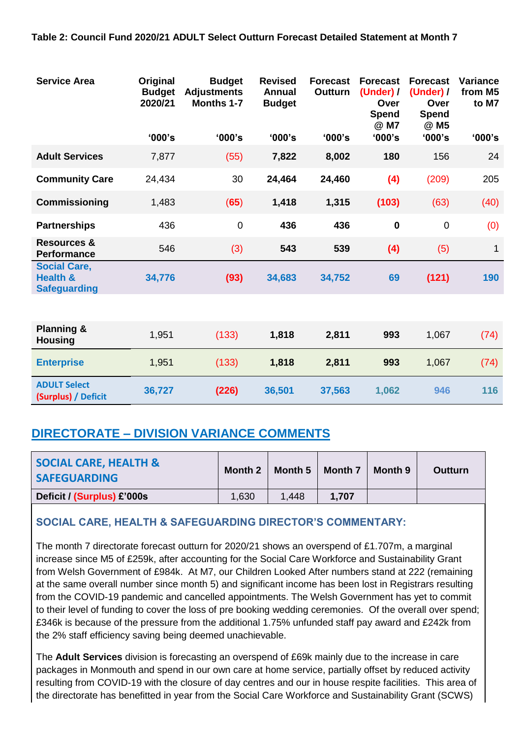**Table 2: Council Fund 2020/21 ADULT Select Outturn Forecast Detailed Statement at Month 7**

| Service Area | Original Budget 2020/21 '000's | Budget Adjustments Months 1-7 '000's | Revised Annual Budget '000's | Forecast Outturn '000's | Forecast (Under) / Over Spend @ M7 '000's | Forecast (Under) / Over Spend @ M5 '000's | Variance from M5 to M7 '000's |
|---|---|---|---|---|---|---|---|
| **Adult Services** | 7,877 | (55) | **7,822** | **8,002** | **180** | 156 | 24 |
| **Community Care** | 24,434 | 30 | **24,464** | **24,460** | **(4)** | (209) | 205 |
| **Commissioning** | 1,483 | (65) | **1,418** | **1,315** | **(103)** | (63) | (40) |
| **Partnerships** | 436 | 0 | **436** | **436** | **0** | 0 | (0) |
| **Resources & Performance** | 546 | (3) | **543** | **539** | **(4)** | (5) | 1 |
| **Social Care, Health & Safeguarding** | **34,776** | **(93)** | **34,683** | **34,752** | **69** | **(121)** | **190** |
| | | | | | | | |
| **Planning & Housing** | 1,951 | (133) | **1,818** | **2,811** | **993** | 1,067 | (74) |
| **Enterprise** | 1,951 | (133) | **1,818** | **2,811** | **993** | 1,067 | (74) |
| **ADULT Select (Surplus) / Deficit** | **36,727** | **(226)** | **36,501** | **37,563** | **1,062** | **946** | **116** |

## DIRECTORATE – DIVISION VARIANCE COMMENTS

| SOCIAL CARE, HEALTH & SAFEGUARDING | Month 2 | Month 5 | Month 7 | Month 9 | Outturn |
|---|---|---|---|---|---|
| **Deficit / (Surplus) £'000s** | 1,630 | 1,448 | **1,707** | | |

### SOCIAL CARE, HEALTH & SAFEGUARDING DIRECTOR'S COMMENTARY:

The month 7 directorate forecast outturn for 2020/21 shows an overspend of £1.707m, a marginal increase since M5 of £259k, after accounting for the Social Care Workforce and Sustainability Grant from Welsh Government of £984k. At M7, our Children Looked After numbers stand at 222 (remaining at the same overall number since month 5) and significant income has been lost in Registrars resulting from the COVID-19 pandemic and cancelled appointments. The Welsh Government has yet to commit to their level of funding to cover the loss of pre booking wedding ceremonies. Of the overall over spend; £346k is because of the pressure from the additional 1.75% unfunded staff pay award and £242k from the 2% staff efficiency saving being deemed unachievable.

The **Adult Services** division is forecasting an overspend of £69k mainly due to the increase in care packages in Monmouth and spend in our own care at home service, partially offset by reduced activity resulting from COVID-19 with the closure of day centres and our in house respite facilities. This area of the directorate has benefitted in year from the Social Care Workforce and Sustainability Grant (SCWS)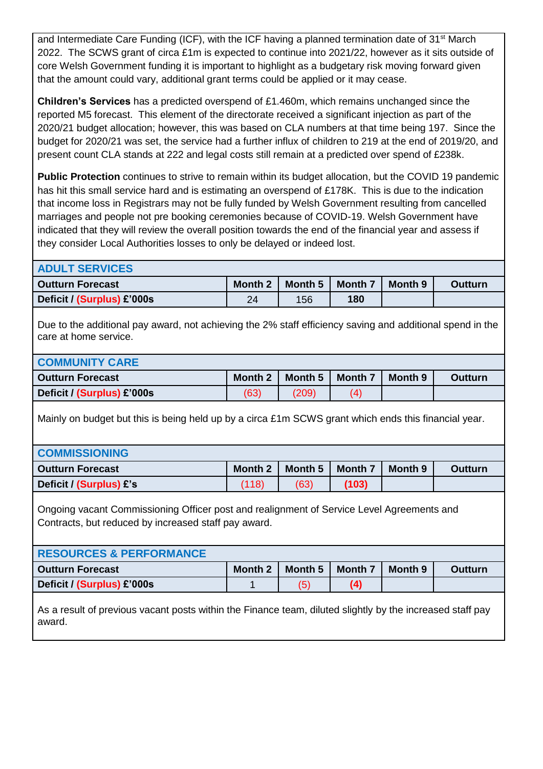and Intermediate Care Funding (ICF), with the ICF having a planned termination date of 31st March 2022. The SCWS grant of circa £1m is expected to continue into 2021/22, however as it sits outside of core Welsh Government funding it is important to highlight as a budgetary risk moving forward given that the amount could vary, additional grant terms could be applied or it may cease.

**Children's Services** has a predicted overspend of £1.460m, which remains unchanged since the reported M5 forecast. This element of the directorate received a significant injection as part of the 2020/21 budget allocation; however, this was based on CLA numbers at that time being 197. Since the budget for 2020/21 was set, the service had a further influx of children to 219 at the end of 2019/20, and present count CLA stands at 222 and legal costs still remain at a predicted over spend of £238k.

**Public Protection** continues to strive to remain within its budget allocation, but the COVID 19 pandemic has hit this small service hard and is estimating an overspend of £178K. This is due to the indication that income loss in Registrars may not be fully funded by Welsh Government resulting from cancelled marriages and people not pre booking ceremonies because of COVID-19. Welsh Government have indicated that they will review the overall position towards the end of the financial year and assess if they consider Local Authorities losses to only be delayed or indeed lost.

**ADULT SERVICES**

| Outturn Forecast | Month 2 | Month 5 | Month 7 | Month 9 | Outturn |
|---|---|---|---|---|---|
| Deficit / (Surplus) £'000s | 24 | 156 | **180** | | |

Due to the additional pay award, not achieving the 2% staff efficiency saving and additional spend in the care at home service.

**COMMUNITY CARE**

| Outturn Forecast | Month 2 | Month 5 | Month 7 | Month 9 | Outturn |
|---|---|---|---|---|---|
| Deficit / (Surplus) £'000s | (63) | (209) | (4) | | |

Mainly on budget but this is being held up by a circa £1m SCWS grant which ends this financial year.

**COMMISSIONING**

| Outturn Forecast | Month 2 | Month 5 | Month 7 | Month 9 | Outturn |
|---|---|---|---|---|---|
| Deficit / (Surplus) £'s | (118) | (63) | **(103)** | | |

Ongoing vacant Commissioning Officer post and realignment of Service Level Agreements and Contracts, but reduced by increased staff pay award.

**RESOURCES & PERFORMANCE**

| Outturn Forecast | Month 2 | Month 5 | Month 7 | Month 9 | Outturn |
|---|---|---|---|---|---|
| Deficit / (Surplus) £'000s | 1 | (5) | **(4)** | | |

As a result of previous vacant posts within the Finance team, diluted slightly by the increased staff pay award.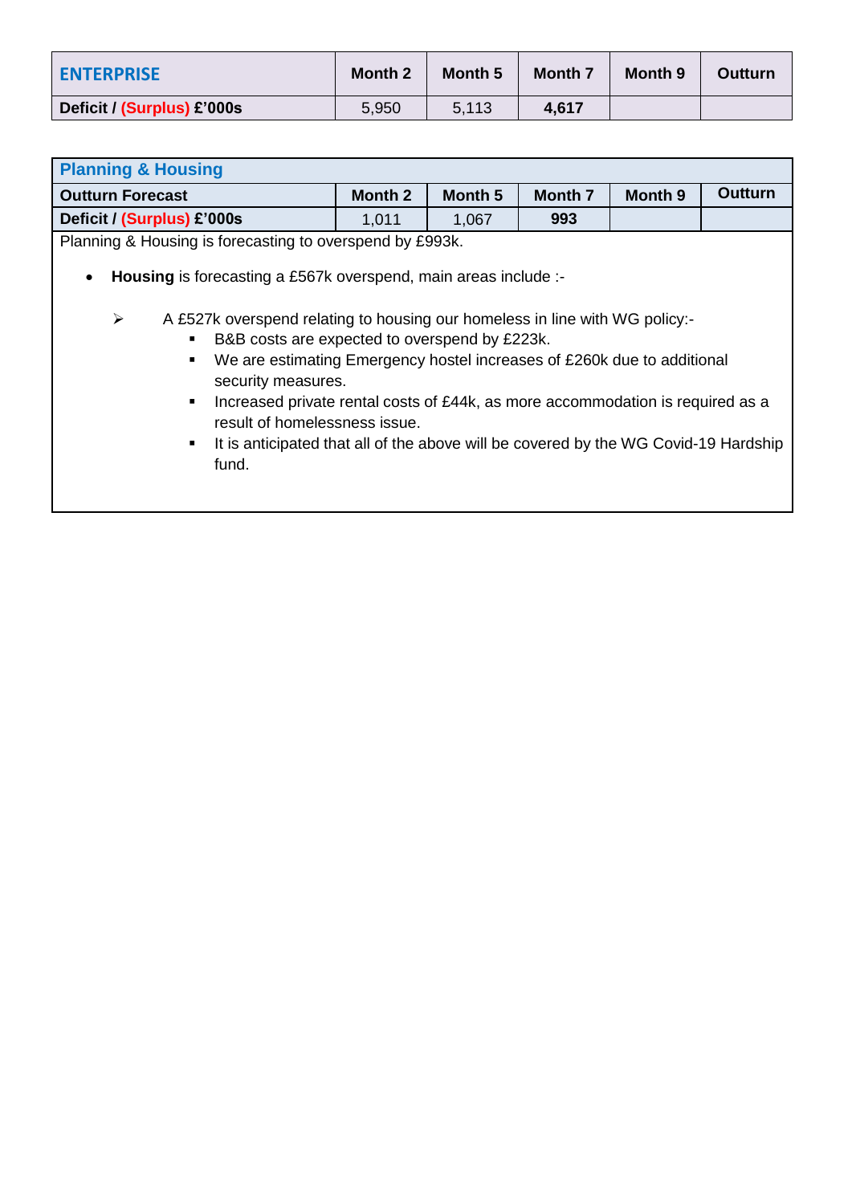| ENTERPRISE | Month 2 | Month 5 | Month 7 | Month 9 | Outturn |
|---|---|---|---|---|---|
| **Deficit / (Surplus) £'000s** | 5,950 | 5,113 | **4,617** | | |

| Planning & Housing | | | | | |
|---|---|---|---|---|---|
| **Outturn Forecast** | **Month 2** | **Month 5** | **Month 7** | **Month 9** | **Outturn** |
| **Deficit / (Surplus) £'000s** | 1,011 | 1,067 | **993** | | |

Planning & Housing is forecasting to overspend by £993k.

- **Housing** is forecasting a £567k overspend, main areas include :-
  - A £527k overspend relating to housing our homeless in line with WG policy:-
    - B&B costs are expected to overspend by £223k.
    - We are estimating Emergency hostel increases of £260k due to additional security measures.
    - Increased private rental costs of £44k, as more accommodation is required as a result of homelessness issue.
    - It is anticipated that all of the above will be covered by the WG Covid-19 Hardship fund.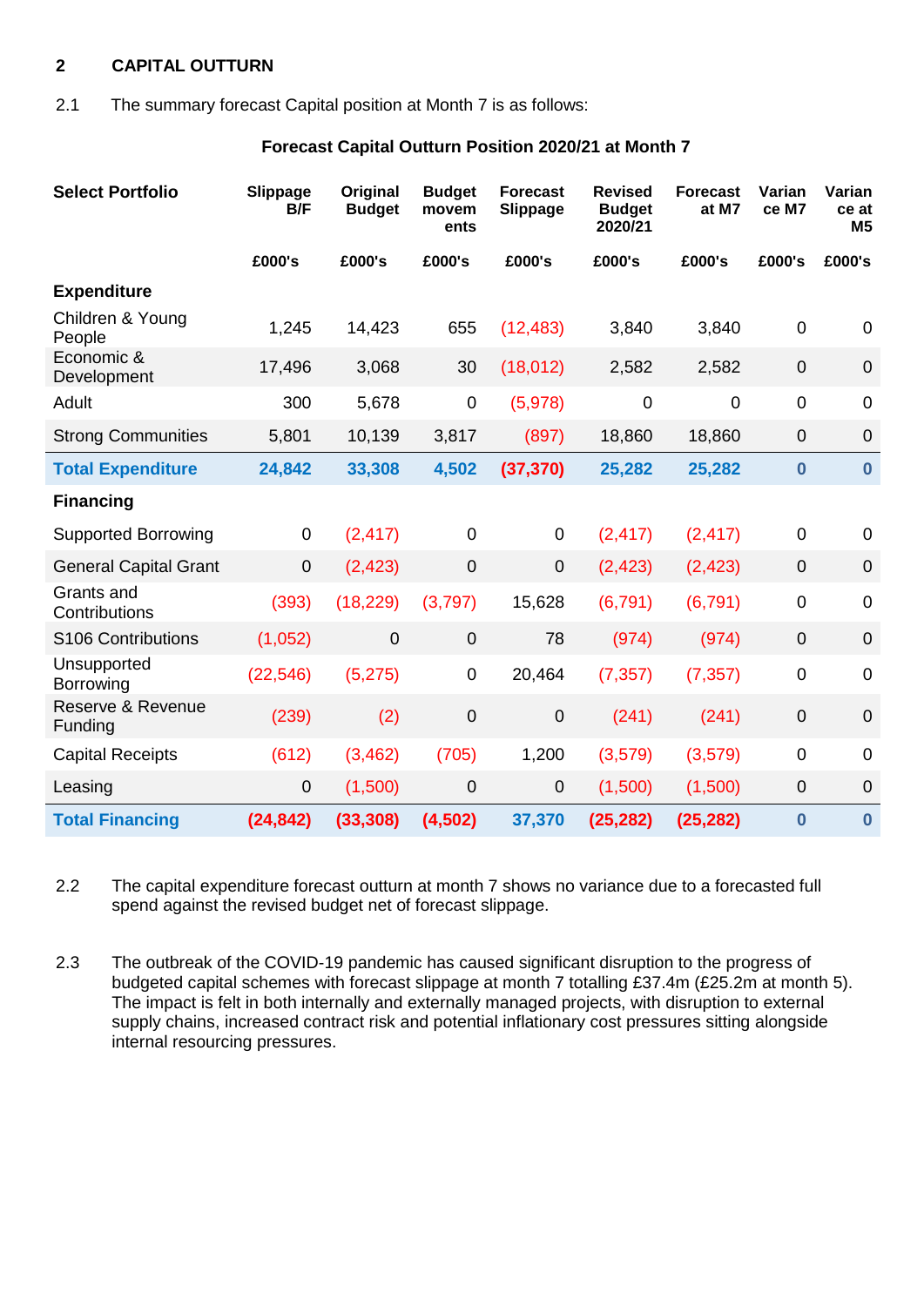## 2 CAPITAL OUTTURN

2.1 The summary forecast Capital position at Month 7 is as follows:

**Forecast Capital Outturn Position 2020/21 at Month 7**

| Select Portfolio | Slippage B/F | Original Budget | Budget movements | Forecast Slippage | Revised Budget 2020/21 | Forecast at M7 | Variance M7 | Variance at M5 |
|---|---|---|---|---|---|---|---|---|
| | £000's | £000's | £000's | £000's | £000's | £000's | £000's | £000's |
| **Expenditure** | | | | | | | | |
| Children & Young People | 1,245 | 14,423 | 655 | (12,483) | 3,840 | 3,840 | 0 | 0 |
| Economic & Development | 17,496 | 3,068 | 30 | (18,012) | 2,582 | 2,582 | 0 | 0 |
| Adult | 300 | 5,678 | 0 | (5,978) | 0 | 0 | 0 | 0 |
| Strong Communities | 5,801 | 10,139 | 3,817 | (897) | 18,860 | 18,860 | 0 | 0 |
| **Total Expenditure** | **24,842** | **33,308** | **4,502** | **(37,370)** | **25,282** | **25,282** | **0** | **0** |
| **Financing** | | | | | | | | |
| Supported Borrowing | 0 | (2,417) | 0 | 0 | (2,417) | (2,417) | 0 | 0 |
| General Capital Grant | 0 | (2,423) | 0 | 0 | (2,423) | (2,423) | 0 | 0 |
| Grants and Contributions | (393) | (18,229) | (3,797) | 15,628 | (6,791) | (6,791) | 0 | 0 |
| S106 Contributions | (1,052) | 0 | 0 | 78 | (974) | (974) | 0 | 0 |
| Unsupported Borrowing | (22,546) | (5,275) | 0 | 20,464 | (7,357) | (7,357) | 0 | 0 |
| Reserve & Revenue Funding | (239) | (2) | 0 | 0 | (241) | (241) | 0 | 0 |
| Capital Receipts | (612) | (3,462) | (705) | 1,200 | (3,579) | (3,579) | 0 | 0 |
| Leasing | 0 | (1,500) | 0 | 0 | (1,500) | (1,500) | 0 | 0 |
| **Total Financing** | **(24,842)** | **(33,308)** | **(4,502)** | **37,370** | **(25,282)** | **(25,282)** | **0** | **0** |

2.2 The capital expenditure forecast outturn at month 7 shows no variance due to a forecasted full spend against the revised budget net of forecast slippage.

2.3 The outbreak of the COVID-19 pandemic has caused significant disruption to the progress of budgeted capital schemes with forecast slippage at month 7 totalling £37.4m (£25.2m at month 5). The impact is felt in both internally and externally managed projects, with disruption to external supply chains, increased contract risk and potential inflationary cost pressures sitting alongside internal resourcing pressures.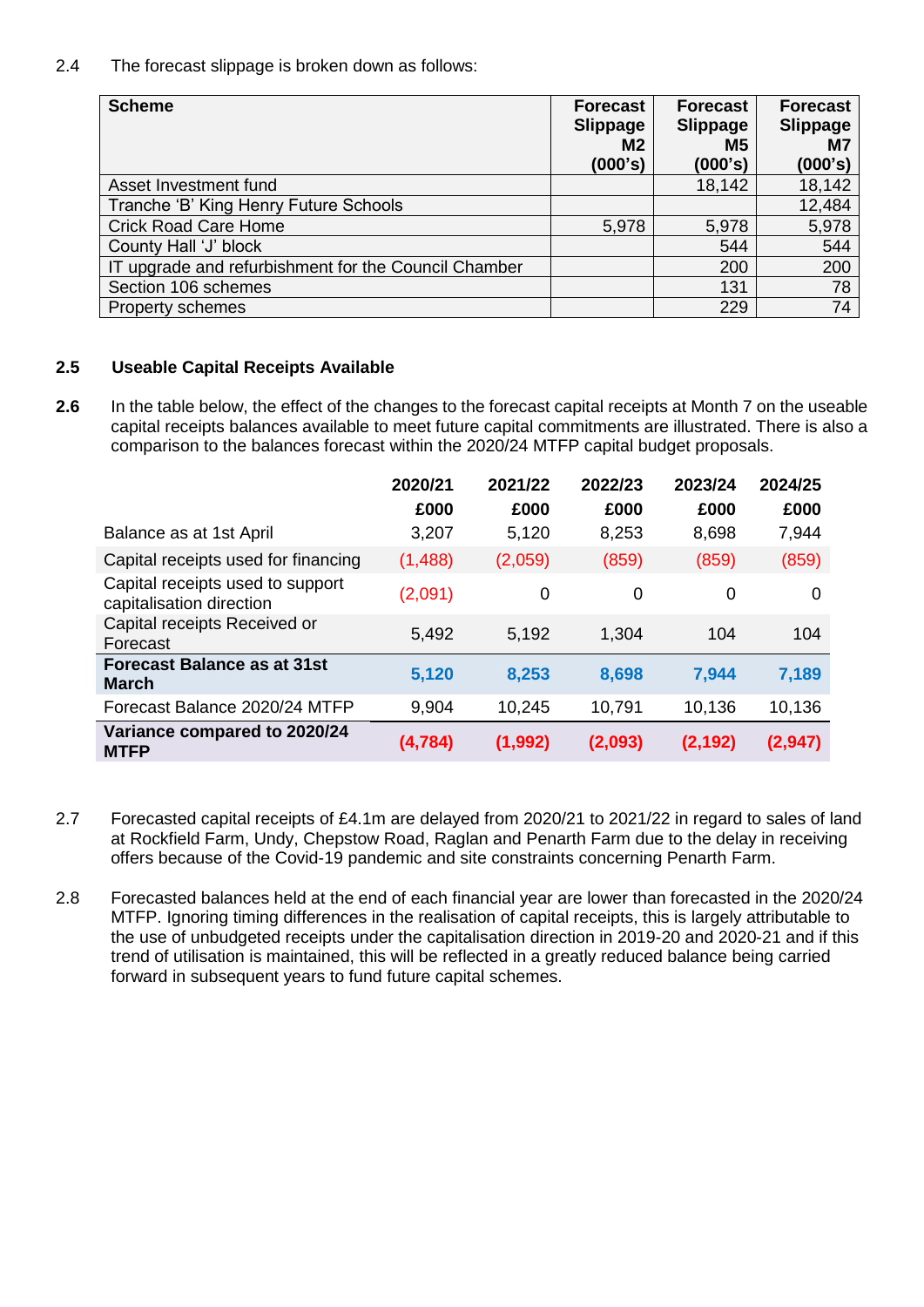2.4 The forecast slippage is broken down as follows:

| Scheme | Forecast Slippage M2 (000's) | Forecast Slippage M5 (000's) | Forecast Slippage M7 (000's) |
|---|---|---|---|
| Asset Investment fund | | 18,142 | 18,142 |
| Tranche 'B' King Henry Future Schools | | | 12,484 |
| Crick Road Care Home | 5,978 | 5,978 | 5,978 |
| County Hall 'J' block | | 544 | 544 |
| IT upgrade and refurbishment for the Council Chamber | | 200 | 200 |
| Section 106 schemes | | 131 | 78 |
| Property schemes | | 229 | 74 |

**2.5 Useable Capital Receipts Available**

**2.6** In the table below, the effect of the changes to the forecast capital receipts at Month 7 on the useable capital receipts balances available to meet future capital commitments are illustrated. There is also a comparison to the balances forecast within the 2020/24 MTFP capital budget proposals.

| | 2020/21 £000 | 2021/22 £000 | 2022/23 £000 | 2023/24 £000 | 2024/25 £000 |
|---|---|---|---|---|---|
| Balance as at 1st April | 3,207 | 5,120 | 8,253 | 8,698 | 7,944 |
| Capital receipts used for financing | (1,488) | (2,059) | (859) | (859) | (859) |
| Capital receipts used to support capitalisation direction | (2,091) | 0 | 0 | 0 | 0 |
| Capital receipts Received or Forecast | 5,492 | 5,192 | 1,304 | 104 | 104 |
| **Forecast Balance as at 31st March** | **5,120** | **8,253** | **8,698** | **7,944** | **7,189** |
| Forecast Balance 2020/24 MTFP | 9,904 | 10,245 | 10,791 | 10,136 | 10,136 |
| **Variance compared to 2020/24 MTFP** | **(4,784)** | **(1,992)** | **(2,093)** | **(2,192)** | **(2,947)** |

2.7 Forecasted capital receipts of £4.1m are delayed from 2020/21 to 2021/22 in regard to sales of land at Rockfield Farm, Undy, Chepstow Road, Raglan and Penarth Farm due to the delay in receiving offers because of the Covid-19 pandemic and site constraints concerning Penarth Farm.

2.8 Forecasted balances held at the end of each financial year are lower than forecasted in the 2020/24 MTFP. Ignoring timing differences in the realisation of capital receipts, this is largely attributable to the use of unbudgeted receipts under the capitalisation direction in 2019-20 and 2020-21 and if this trend of utilisation is maintained, this will be reflected in a greatly reduced balance being carried forward in subsequent years to fund future capital schemes.